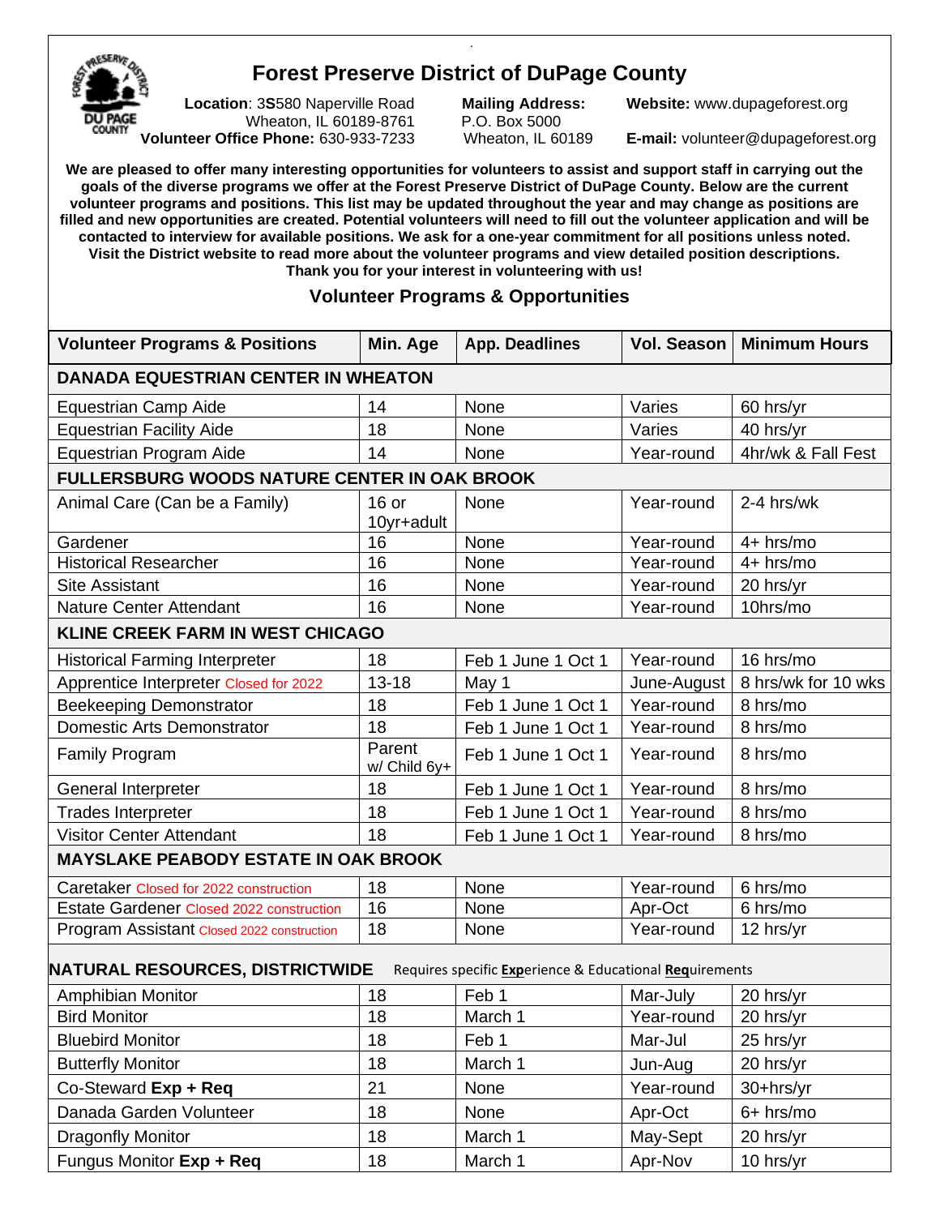# Forest Preserve District of DuPage County

**Location**: 3S580 Naperville Road
Wheaton, IL 60189-8761
**Volunteer Office Phone:** 630-933-7233

**Mailing Address:**
P.O. Box 5000
Wheaton, IL 60189

**Website:** www.dupageforest.org

**E-mail:** volunteer@dupageforest.org

**We are pleased to offer many interesting opportunities for volunteers to assist and support staff in carrying out the goals of the diverse programs we offer at the Forest Preserve District of DuPage County. Below are the current volunteer programs and positions. This list may be updated throughout the year and may change as positions are filled and new opportunities are created. Potential volunteers will need to fill out the volunteer application and will be contacted to interview for available positions. We ask for a one-year commitment for all positions unless noted. Visit the District website to read more about the volunteer programs and view detailed position descriptions. Thank you for your interest in volunteering with us!**

## Volunteer Programs & Opportunities

| Volunteer Programs & Positions | Min. Age | App. Deadlines | Vol. Season | Minimum Hours |
|---|---|---|---|---|
| **DANADA EQUESTRIAN CENTER IN WHEATON** | | | | |
| Equestrian Camp Aide | 14 | None | Varies | 60 hrs/yr |
| Equestrian Facility Aide | 18 | None | Varies | 40 hrs/yr |
| Equestrian Program Aide | 14 | None | Year-round | 4hr/wk & Fall Fest |
| **FULLERSBURG WOODS NATURE CENTER IN OAK BROOK** | | | | |
| Animal Care (Can be a Family) | 16 or 10yr+adult | None | Year-round | 2-4 hrs/wk |
| Gardener | 16 | None | Year-round | 4+ hrs/mo |
| Historical Researcher | 16 | None | Year-round | 4+ hrs/mo |
| Site Assistant | 16 | None | Year-round | 20 hrs/yr |
| Nature Center Attendant | 16 | None | Year-round | 10hrs/mo |
| **KLINE CREEK FARM IN WEST CHICAGO** | | | | |
| Historical Farming Interpreter | 18 | Feb 1 June 1 Oct 1 | Year-round | 16 hrs/mo |
| Apprentice Interpreter Closed for 2022 | 13-18 | May 1 | June-August | 8 hrs/wk for 10 wks |
| Beekeeping Demonstrator | 18 | Feb 1 June 1 Oct 1 | Year-round | 8 hrs/mo |
| Domestic Arts Demonstrator | 18 | Feb 1 June 1 Oct 1 | Year-round | 8 hrs/mo |
| Family Program | Parent w/ Child 6y+ | Feb 1 June 1 Oct 1 | Year-round | 8 hrs/mo |
| General Interpreter | 18 | Feb 1 June 1 Oct 1 | Year-round | 8 hrs/mo |
| Trades Interpreter | 18 | Feb 1 June 1 Oct 1 | Year-round | 8 hrs/mo |
| Visitor Center Attendant | 18 | Feb 1 June 1 Oct 1 | Year-round | 8 hrs/mo |
| **MAYSLAKE PEABODY ESTATE IN OAK BROOK** | | | | |
| Caretaker Closed for 2022 construction | 18 | None | Year-round | 6 hrs/mo |
| Estate Gardener Closed 2022 construction | 16 | None | Apr-Oct | 6 hrs/mo |
| Program Assistant Closed 2022 construction | 18 | None | Year-round | 12 hrs/yr |
| **NATURAL RESOURCES, DISTRICTWIDE** Requires specific **Exp**erience & Educational **Req**uirements | | | | |
| Amphibian Monitor | 18 | Feb 1 | Mar-July | 20 hrs/yr |
| Bird Monitor | 18 | March 1 | Year-round | 20 hrs/yr |
| Bluebird Monitor | 18 | Feb 1 | Mar-Jul | 25 hrs/yr |
| Butterfly Monitor | 18 | March 1 | Jun-Aug | 20 hrs/yr |
| Co-Steward **Exp + Req** | 21 | None | Year-round | 30+hrs/yr |
| Danada Garden Volunteer | 18 | None | Apr-Oct | 6+ hrs/mo |
| Dragonfly Monitor | 18 | March 1 | May-Sept | 20 hrs/yr |
| Fungus Monitor **Exp + Req** | 18 | March 1 | Apr-Nov | 10 hrs/yr |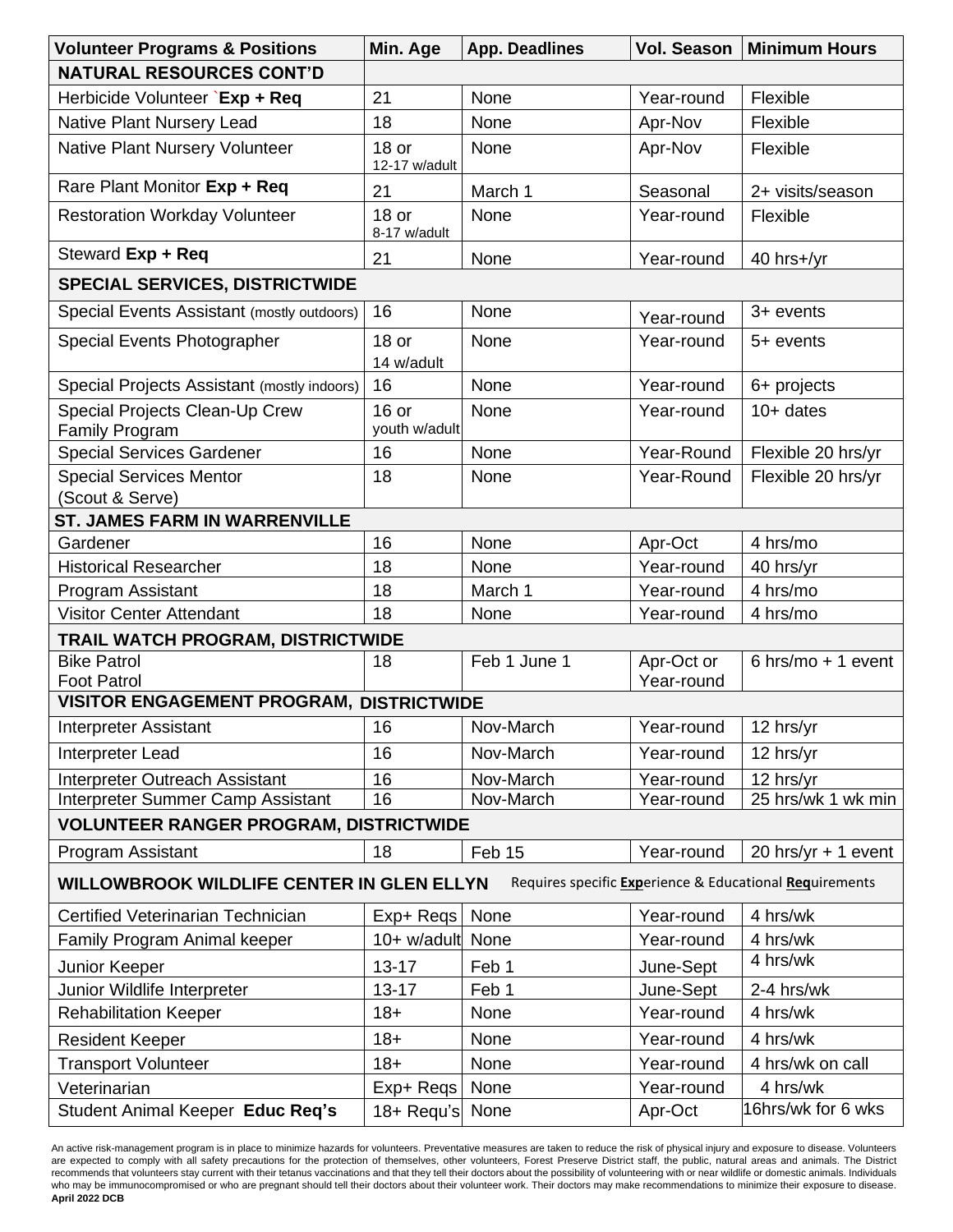| Volunteer Programs & Positions | Min. Age | App. Deadlines | Vol. Season | Minimum Hours |
|---|---|---|---|---|
| **NATURAL RESOURCES CONT'D** | | | | |
| Herbicide Volunteer `**Exp + Req** | 21 | None | Year-round | Flexible |
| Native Plant Nursery Lead | 18 | None | Apr-Nov | Flexible |
| Native Plant Nursery Volunteer | 18 or 12-17 w/adult | None | Apr-Nov | Flexible |
| Rare Plant Monitor **Exp + Req** | 21 | March 1 | Seasonal | 2+ visits/season |
| Restoration Workday Volunteer | 18 or 8-17 w/adult | None | Year-round | Flexible |
| Steward **Exp + Req** | 21 | None | Year-round | 40 hrs+/yr |
| **SPECIAL SERVICES, DISTRICTWIDE** | | | | |
| Special Events Assistant (mostly outdoors) | 16 | None | Year-round | 3+ events |
| Special Events Photographer | 18 or 14 w/adult | None | Year-round | 5+ events |
| Special Projects Assistant (mostly indoors) | 16 | None | Year-round | 6+ projects |
| Special Projects Clean-Up Crew Family Program | 16 or youth w/adult | None | Year-round | 10+ dates |
| Special Services Gardener | 16 | None | Year-Round | Flexible 20 hrs/yr |
| Special Services Mentor (Scout & Serve) | 18 | None | Year-Round | Flexible 20 hrs/yr |
| **ST. JAMES FARM IN WARRENVILLE** | | | | |
| Gardener | 16 | None | Apr-Oct | 4 hrs/mo |
| Historical Researcher | 18 | None | Year-round | 40 hrs/yr |
| Program Assistant | 18 | March 1 | Year-round | 4 hrs/mo |
| Visitor Center Attendant | 18 | None | Year-round | 4 hrs/mo |
| **TRAIL WATCH PROGRAM, DISTRICTWIDE** | | | | |
| Bike Patrol<br>Foot Patrol | 18 | Feb 1 June 1 | Apr-Oct or Year-round | 6 hrs/mo + 1 event |
| **VISITOR ENGAGEMENT PROGRAM, DISTRICTWIDE** | | | | |
| Interpreter Assistant | 16 | Nov-March | Year-round | 12 hrs/yr |
| Interpreter Lead | 16 | Nov-March | Year-round | 12 hrs/yr |
| Interpreter Outreach Assistant | 16 | Nov-March | Year-round | 12 hrs/yr |
| Interpreter Summer Camp Assistant | 16 | Nov-March | Year-round | 25 hrs/wk 1 wk min |
| **VOLUNTEER RANGER PROGRAM, DISTRICTWIDE** | | | | |
| Program Assistant | 18 | Feb 15 | Year-round | 20 hrs/yr + 1 event |
| **WILLOWBROOK WILDLIFE CENTER IN GLEN ELLYN** | Requires specific **Exp**erience & Educational **Req**uirements | | | |
| Certified Veterinarian Technician | Exp+ Reqs | None | Year-round | 4 hrs/wk |
| Family Program Animal keeper | 10+ w/adult | None | Year-round | 4 hrs/wk |
| Junior Keeper | 13-17 | Feb 1 | June-Sept | 4 hrs/wk |
| Junior Wildlife Interpreter | 13-17 | Feb 1 | June-Sept | 2-4 hrs/wk |
| Rehabilitation Keeper | 18+ | None | Year-round | 4 hrs/wk |
| Resident Keeper | 18+ | None | Year-round | 4 hrs/wk |
| Transport Volunteer | 18+ | None | Year-round | 4 hrs/wk on call |
| Veterinarian | Exp+ Reqs | None | Year-round | 4 hrs/wk |
| Student Animal Keeper **Educ Req's** | 18+ Requ's | None | Apr-Oct | 16hrs/wk for 6 wks |

An active risk-management program is in place to minimize hazards for volunteers. Preventative measures are taken to reduce the risk of physical injury and exposure to disease. Volunteers are expected to comply with all safety precautions for the protection of themselves, other volunteers, Forest Preserve District staff, the public, natural areas and animals. The District recommends that volunteers stay current with their tetanus vaccinations and that they tell their doctors about the possibility of volunteering with or near wildlife or domestic animals. Individuals who may be immunocompromised or who are pregnant should tell their doctors about their volunteer work. Their doctors may make recommendations to minimize their exposure to disease.

**April 2022 DCB**